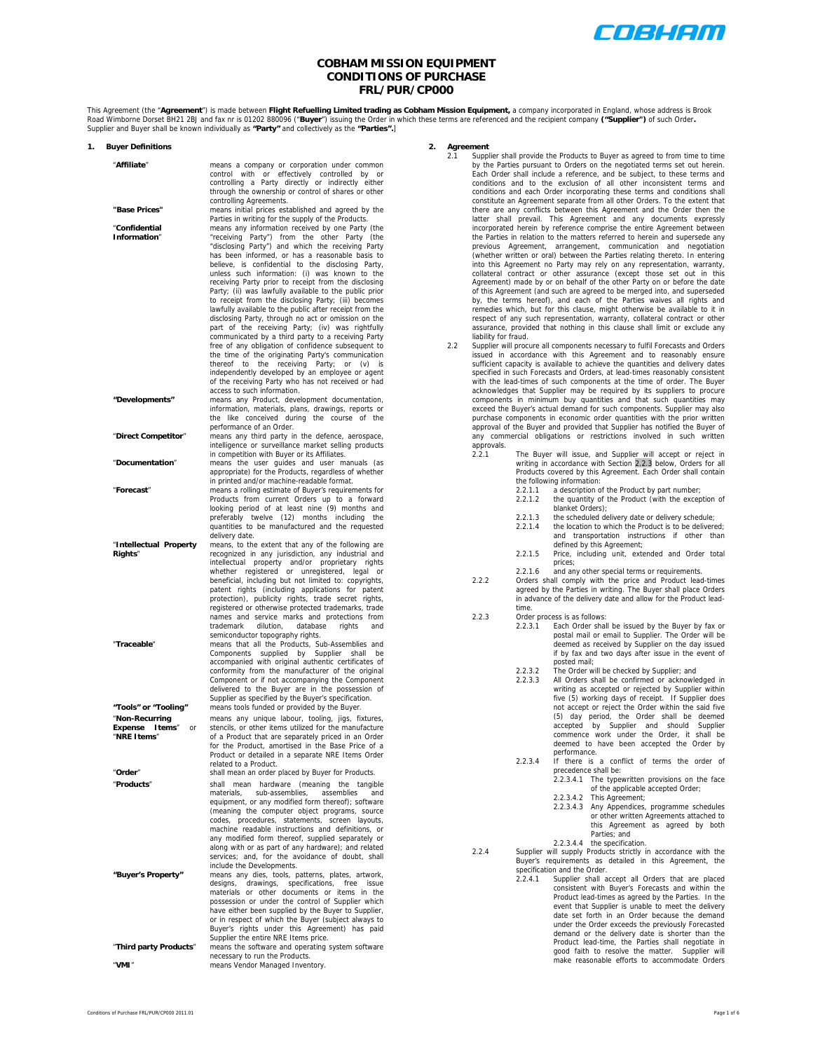# COBHAM MISSION EQUIPMENT CONDITIONS OF PURCHASE FRL/PUR/CP000

This Agreement (the "**Agreement**") is made between **Flight Refuelling Limited trading as Cobham Mission Equipment,** a company incorporated in England, whose address is Brook Road Wimborne Dorset BH21 2BJ and fax nr is 01202 880096 ("**Buyer**") issuing the Order in which these terms are referenced and the recipient company **("Supplier")** of such Order**.** Supplier and Buyer shall be known individually as **"Party"** and collectively as the **"Parties".**]

## 1. Buyer Definitions

| Term | Definition |
|---|---|
| "**Affiliate**" | means a company or corporation under common control with or effectively controlled by or controlling a Party directly or indirectly either through the ownership or control of shares or other controlling Agreements. |
| **"Base Prices"** | means initial prices established and agreed by the Parties in writing for the supply of the Products. |
| "**Confidential Information**" | means any information received by one Party (the "receiving Party") from the other Party (the "disclosing Party") and which the receiving Party has been informed, or has a reasonable basis to believe, is confidential to the disclosing Party, unless such information: (i) was known to the receiving Party prior to receipt from the disclosing Party; (ii) was lawfully available to the public prior to receipt from the disclosing Party; (iii) becomes lawfully available to the public after receipt from the disclosing Party, through no act or omission on the part of the receiving Party; (iv) was rightfully communicated by a third party to a receiving Party free of any obligation of confidence subsequent to the time of the originating Party's communication thereof to the receiving Party; or (v) is independently developed by an employee or agent of the receiving Party who has not received or had access to such information. |
| **"Developments"** | means any Product, development documentation, information, materials, plans, drawings, reports or the like conceived during the course of the performance of an Order. |
| "**Direct Competitor**" | means any third party in the defence, aerospace, intelligence or surveillance market selling products in competition with Buyer or its Affiliates. |
| "**Documentation**" | means the user guides and user manuals (as appropriate) for the Products, regardless of whether in printed and/or machine-readable format. |
| "**Forecast**" | means a rolling estimate of Buyer's requirements for Products from current Orders up to a forward looking period of at least nine (9) months and preferably twelve (12) months including the quantities to be manufactured and the requested delivery date. |
| "**Intellectual Property Rights**" | means, to the extent that any of the following are recognized in any jurisdiction, any industrial and intellectual property and/or proprietary rights whether registered or unregistered, legal or beneficial, including but not limited to: copyrights, patent rights (including applications for patent protection), publicity rights, trade secret rights, registered or otherwise protected trademarks, trade names and service marks and protections from trademark dilution, database rights and semiconductor topography rights. |
| "**Traceable**" | means that all the Products, Sub-Assemblies and Components supplied by Supplier shall be accompanied with original authentic certificates of conformity from the manufacturer of the original Component or if not accompanying the Component delivered to the Buyer are in the possession of Supplier as specified by the Buyer's specification. |
| **"Tools" or "Tooling"** | means tools funded or provided by the Buyer. |
| "**Non-Recurring Expense Items**" or "**NRE Items**" | means any unique labour, tooling, jigs, fixtures, stencils, or other items utilized for the manufacture of a Product that are separately priced in an Order for the Product, amortised in the Base Price of a Product or detailed in a separate NRE Items Order related to a Product. |
| "**Order**" | shall mean an order placed by Buyer for Products. |
| "**Products**" | shall mean hardware (meaning the tangible materials, sub-assemblies, assemblies and equipment, or any modified form thereof); software (meaning the computer object programs, source codes, procedures, statements, screen layouts, machine readable instructions and definitions, or any modified form thereof, supplied separately or along with or as part of any hardware); and related services; and, for the avoidance of doubt, shall include the Developments. |
| **"Buyer's Property"** | means any dies, tools, patterns, plates, artwork, designs, drawings, specifications, free issue materials or other documents or items in the possession or under the control of Supplier which have either been supplied by the Buyer to Supplier, or in respect of which the Buyer (subject always to Buyer's rights under this Agreement) has paid Supplier the entire NRE Items price. |
| "**Third party Products**" | means the software and operating system software necessary to run the Products. |
| "**VMI**" | means Vendor Managed Inventory. |

## 2. Agreement

2.1 Supplier shall provide the Products to Buyer as agreed to from time to time by the Parties pursuant to Orders on the negotiated terms set out herein. Each Order shall include a reference, and be subject, to these terms and conditions and to the exclusion of all other inconsistent terms and conditions and each Order incorporating these terms and conditions shall constitute an Agreement separate from all other Orders. To the extent that there are any conflicts between this Agreement and the Order then the latter shall prevail. This Agreement and any documents expressly incorporated herein by reference comprise the entire Agreement between the Parties in relation to the matters referred to herein and supersede any previous Agreement, arrangement, communication and negotiation (whether written or oral) between the Parties relating thereto. In entering into this Agreement no Party may rely on any representation, warranty, collateral contract or other assurance (except those set out in this Agreement) made by or on behalf of the other Party on or before the date of this Agreement (and such are agreed to be merged into, and superseded by, the terms hereof), and each of the Parties waives all rights and remedies which, but for this clause, might otherwise be available to it in respect of any such representation, warranty, collateral contract or other assurance, provided that nothing in this clause shall limit or exclude any liability for fraud.

2.2 Supplier will procure all components necessary to fulfil Forecasts and Orders issued in accordance with this Agreement and to reasonably ensure sufficient capacity is available to achieve the quantities and delivery dates specified in such Forecasts and Orders, at lead-times reasonably consistent with the lead-times of such components at the time of order. The Buyer acknowledges that Supplier may be required by its suppliers to procure components in minimum buy quantities and that such quantities may exceed the Buyer's actual demand for such components. Supplier may also purchase components in economic order quantities with the prior written approval of the Buyer and provided that Supplier has notified the Buyer of any commercial obligations or restrictions involved in such written approvals.

2.2.1 The Buyer will issue, and Supplier will accept or reject in writing in accordance with Section 2.2.3 below, Orders for all Products covered by this Agreement. Each Order shall contain the following information:

- 2.2.1.1 a description of the Product by part number;
- 2.2.1.2 the quantity of the Product (with the exception of blanket Orders);
- 2.2.1.3 the scheduled delivery date or delivery schedule;
- 2.2.1.4 the location to which the Product is to be delivered; and transportation instructions if other than defined by this Agreement;
- 2.2.1.5 Price, including unit, extended and Order total prices;
- 2.2.1.6 and any other special terms or requirements.

2.2.2 Orders shall comply with the price and Product lead-times agreed by the Parties in writing. The Buyer shall place Orders in advance of the delivery date and allow for the Product lead-time.

2.2.3 Order process is as follows:

- 2.2.3.1 Each Order shall be issued by the Buyer by fax or postal mail or email to Supplier. The Order will be deemed as received by Supplier on the day issued if by fax and two days after issue in the event of posted mail;
- 2.2.3.2 The Order will be checked by Supplier; and
- 2.2.3.3 All Orders shall be confirmed or acknowledged in writing as accepted or rejected by Supplier within five (5) working days of receipt. If Supplier does not accept or reject the Order within the said five (5) day period, the Order shall be deemed accepted by Supplier and should Supplier commence work under the Order, it shall be deemed to have been accepted the Order by performance.
- 2.2.3.4 If there is a conflict of terms the order of precedence shall be:
  - 2.2.3.4.1 The typewritten provisions on the face of the applicable accepted Order;
  - 2.2.3.4.2 This Agreement;
  - 2.2.3.4.3 Any Appendices, programme schedules or other written Agreements attached to this Agreement as agreed by both Parties; and
  - 2.2.3.4.4 the specification.

2.2.4 Supplier will supply Products strictly in accordance with the Buyer's requirements as detailed in this Agreement, the specification and the Order.

- 2.2.4.1 Supplier shall accept all Orders that are placed consistent with Buyer's Forecasts and within the Product lead-times as agreed by the Parties. In the event that Supplier is unable to meet the delivery date set forth in an Order because the demand under the Order exceeds the previously Forecasted demand or the delivery date is shorter than the Product lead-time, the Parties shall negotiate in good faith to resolve the matter. Supplier will make reasonable efforts to accommodate Orders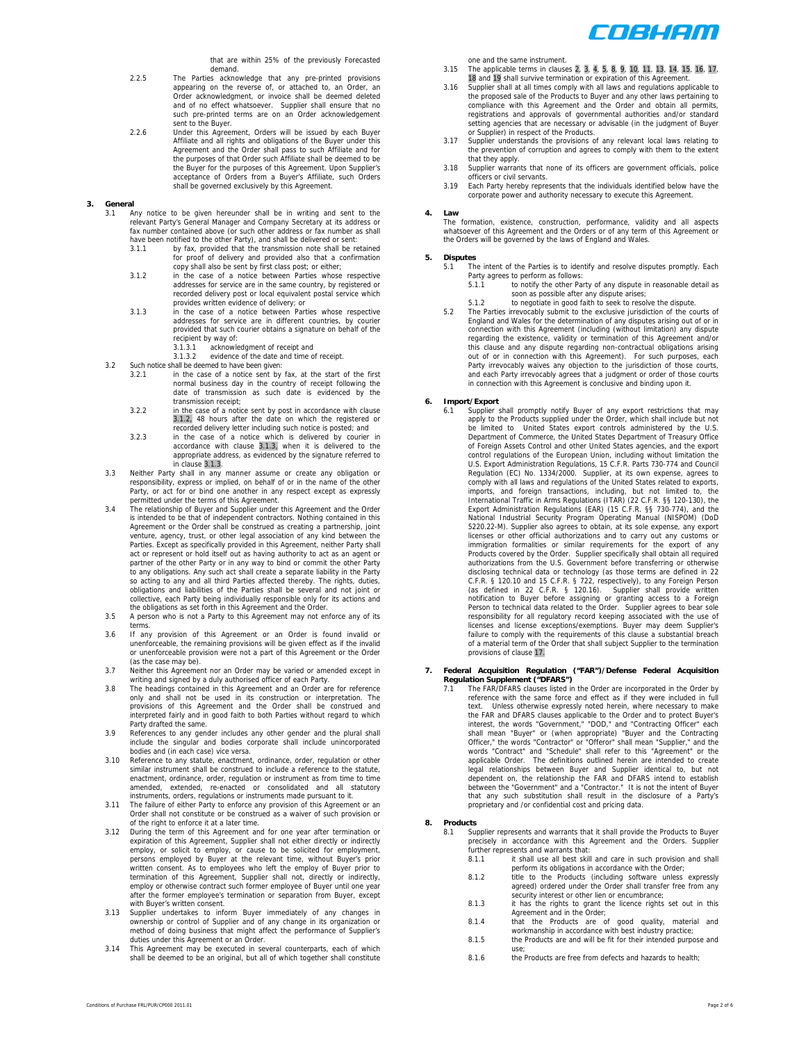that are within 25% of the previously Forecasted demand.

2.2.5 The Parties acknowledge that any pre-printed provisions appearing on the reverse of, or attached to, an Order, an Order acknowledgment, or invoice shall be deemed deleted and of no effect whatsoever. Supplier shall ensure that no such pre-printed terms are on an Order acknowledgement sent to the Buyer.

2.2.6 Under this Agreement, Orders will be issued by each Buyer Affiliate and all rights and obligations of the Buyer under this Agreement and the Order shall pass to such Affiliate and for the purposes of that Order such Affiliate shall be deemed to be the Buyer for the purposes of this Agreement. Upon Supplier's acceptance of Orders from a Buyer's Affiliate, such Orders shall be governed exclusively by this Agreement.

## 3. General

3.1 Any notice to be given hereunder shall be in writing and sent to the relevant Party's General Manager and Company Secretary at its address or fax number contained above (or such other address or fax number as shall have been notified to the other Party), and shall be delivered or sent:

3.1.1 by fax, provided that the transmission note shall be retained for proof of delivery and provided also that a confirmation copy shall also be sent by first class post; or either;

3.1.2 in the case of a notice between Parties whose respective addresses for service are in the same country, by registered or recorded delivery post or local equivalent postal service which provides written evidence of delivery; or

3.1.3 in the case of a notice between Parties whose respective addresses for service are in different countries, by courier provided that such courier obtains a signature on behalf of the recipient by way of:

3.1.3.1 acknowledgment of receipt and

3.1.3.2 evidence of the date and time of receipt.

3.2 Such notice shall be deemed to have been given:

3.2.1 in the case of a notice sent by fax, at the start of the first normal business day in the country of receipt following the date of transmission as such date is evidenced by the transmission receipt;

3.2.2 in the case of a notice sent by post in accordance with clause 3.1.2, 48 hours after the date on which the registered or recorded delivery letter including such notice is posted; and

3.2.3 in the case of a notice which is delivered by courier in accordance with clause 3.1.3, when it is delivered to the appropriate address, as evidenced by the signature referred to in clause 3.1.3.

3.3 Neither Party shall in any manner assume or create any obligation or responsibility, express or implied, on behalf of or in the name of the other Party, or act for or bind one another in any respect except as expressly permitted under the terms of this Agreement.

3.4 The relationship of Buyer and Supplier under this Agreement and the Order is intended to be that of independent contractors. Nothing contained in this Agreement or the Order shall be construed as creating a partnership, joint venture, agency, trust, or other legal association of any kind between the Parties. Except as specifically provided in this Agreement, neither Party shall act or represent or hold itself out as having authority to act as an agent or partner of the other Party or in any way to bind or commit the other Party to any obligations. Any such act shall create a separate liability in the Party so acting to any and all third Parties affected thereby. The rights, duties, obligations and liabilities of the Parties shall be several and not joint or collective, each Party being individually responsible only for its actions and the obligations as set forth in this Agreement and the Order.

3.5 A person who is not a Party to this Agreement may not enforce any of its terms.

3.6 If any provision of this Agreement or an Order is found invalid or unenforceable, the remaining provisions will be given effect as if the invalid or unenforceable provision were not a part of this Agreement or the Order (as the case may be).

3.7 Neither this Agreement nor an Order may be varied or amended except in writing and signed by a duly authorised officer of each Party.

3.8 The headings contained in this Agreement and an Order are for reference only and shall not be used in its construction or interpretation. The provisions of this Agreement and the Order shall be construed and interpreted fairly and in good faith to both Parties without regard to which Party drafted the same.

3.9 References to any gender includes any other gender and the plural shall include the singular and bodies corporate shall include unincorporated bodies and (in each case) vice versa.

3.10 Reference to any statute, enactment, ordinance, order, regulation or other similar instrument shall be construed to include a reference to the statute, enactment, ordinance, order, regulation or instrument as from time to time amended, extended, re-enacted or consolidated and all statutory instruments, orders, regulations or instruments made pursuant to it.

3.11 The failure of either Party to enforce any provision of this Agreement or an Order shall not constitute or be construed as a waiver of such provision or of the right to enforce it at a later time.

3.12 During the term of this Agreement and for one year after termination or expiration of this Agreement, Supplier shall not either directly or indirectly employ, or solicit to employ, or cause to be solicited for employment, persons employed by Buyer at the relevant time, without Buyer's prior written consent. As to employees who left the employ of Buyer prior to termination of this Agreement, Supplier shall not, directly or indirectly, employ or otherwise contract such former employee of Buyer until one year after the former employee's termination or separation from Buyer, except with Buyer's written consent.

3.13 Supplier undertakes to inform Buyer immediately of any changes in ownership or control of Supplier and of any change in its organization or method of doing business that might affect the performance of Supplier's duties under this Agreement or an Order.

3.14 This Agreement may be executed in several counterparts, each of which shall be deemed to be an original, but all of which together shall constitute one and the same instrument.

3.15 The applicable terms in clauses 2, 3, 4, 5, 8, 9, 10, 11, 13, 14, 15, 16, 17, 18 and 19 shall survive termination or expiration of this Agreement.

3.16 Supplier shall at all times comply with all laws and regulations applicable to the proposed sale of the Products to Buyer and any other laws pertaining to compliance with this Agreement and the Order and obtain all permits, registrations and approvals of governmental authorities and/or standard setting agencies that are necessary or advisable (in the judgment of Buyer or Supplier) in respect of the Products.

3.17 Supplier understands the provisions of any relevant local laws relating to the prevention of corruption and agrees to comply with them to the extent that they apply.

3.18 Supplier warrants that none of its officers are government officials, police officers or civil servants.

3.19 Each Party hereby represents that the individuals identified below have the corporate power and authority necessary to execute this Agreement.

## 4. Law

The formation, existence, construction, performance, validity and all aspects whatsoever of this Agreement and the Orders or of any term of this Agreement or the Orders will be governed by the laws of England and Wales.

## 5. Disputes

5.1 The intent of the Parties is to identify and resolve disputes promptly. Each Party agrees to perform as follows:

5.1.1 to notify the other Party of any dispute in reasonable detail as soon as possible after any dispute arises;

5.1.2 to negotiate in good faith to seek to resolve the dispute.

5.2 The Parties irrevocably submit to the exclusive jurisdiction of the courts of England and Wales for the determination of any disputes arising out of or in connection with this Agreement (including (without limitation) any dispute regarding the existence, validity or termination of this Agreement and/or this clause and any dispute regarding non-contractual obligations arising out of or in connection with this Agreement). For such purposes, each Party irrevocably waives any objection to the jurisdiction of those courts, and each Party irrevocably agrees that a judgment or order of those courts in connection with this Agreement is conclusive and binding upon it.

## 6. Import/Export

6.1 Supplier shall promptly notify Buyer of any export restrictions that may apply to the Products supplied under the Order, which shall include but not be limited to United States export controls administered by the U.S. Department of Commerce, the United States Department of Treasury Office of Foreign Assets Control and other United States agencies, and the export control regulations of the European Union, including without limitation the U.S. Export Administration Regulations, 15 C.F.R. Parts 730-774 and Council Regulation (EC) No. 1334/2000. Supplier, at its own expense, agrees to comply with all laws and regulations of the United States related to exports, imports, and foreign transactions, including, but not limited to, the International Traffic in Arms Regulations (ITAR) (22 C.F.R. §§ 120-130), the Export Administration Regulations (EAR) (15 C.F.R. §§ 730-774), and the National Industrial Security Program Operating Manual (NISPOM) (DoD 5220.22-M). Supplier also agrees to obtain, at its sole expense, any export licenses or other official authorizations and to carry out any customs or immigration formalities or similar requirements for the export of any Products covered by the Order. Supplier specifically shall obtain all required authorizations from the U.S. Government before transferring or otherwise disclosing technical data or technology (as those terms are defined in 22 C.F.R. § 120.10 and 15 C.F.R. § 722, respectively), to any Foreign Person (as defined in 22 C.F.R. § 120.16). Supplier shall provide written notification to Buyer before assigning or granting access to a Foreign Person to technical data related to the Order. Supplier agrees to bear sole responsibility for all regulatory record keeping associated with the use of licenses and license exceptions/exemptions. Buyer may deem Supplier's failure to comply with the requirements of this clause a substantial breach of a material term of the Order that shall subject Supplier to the termination provisions of clause 17.

## 7. Federal Acquisition Regulation ("FAR")/Defense Federal Acquisition Regulation Supplement ("DFARS")

7.1 The FAR/DFARS clauses listed in the Order are incorporated in the Order by reference with the same force and effect as if they were included in full text. Unless otherwise expressly noted herein, where necessary to make the FAR and DFARS clauses applicable to the Order and to protect Buyer's interest, the words "Government," "DOD," and "Contracting Officer" each shall mean "Buyer" or (when appropriate) "Buyer and the Contracting Officer," the words "Contractor" or "Offeror" shall mean "Supplier," and the words "Contract" and "Schedule" shall refer to this "Agreement" or the applicable Order. The definitions outlined herein are intended to create legal relationships between Buyer and Supplier identical to, but not dependent on, the relationship the FAR and DFARS intend to establish between the "Government" and a "Contractor." It is not the intent of Buyer that any such substitution shall result in the disclosure of a Party's proprietary and /or confidential cost and pricing data.

## 8. Products

8.1 Supplier represents and warrants that it shall provide the Products to Buyer precisely in accordance with this Agreement and the Orders. Supplier further represents and warrants that:

8.1.1 it shall use all best skill and care in such provision and shall perform its obligations in accordance with the Order;

8.1.2 title to the Products (including software unless expressly agreed) ordered under the Order shall transfer free from any security interest or other lien or encumbrance;

8.1.3 it has the rights to grant the licence rights set out in this Agreement and in the Order;

8.1.4 that the Products are of good quality, material and workmanship in accordance with best industry practice;

8.1.5 the Products are and will be fit for their intended purpose and use;

8.1.6 the Products are free from defects and hazards to health;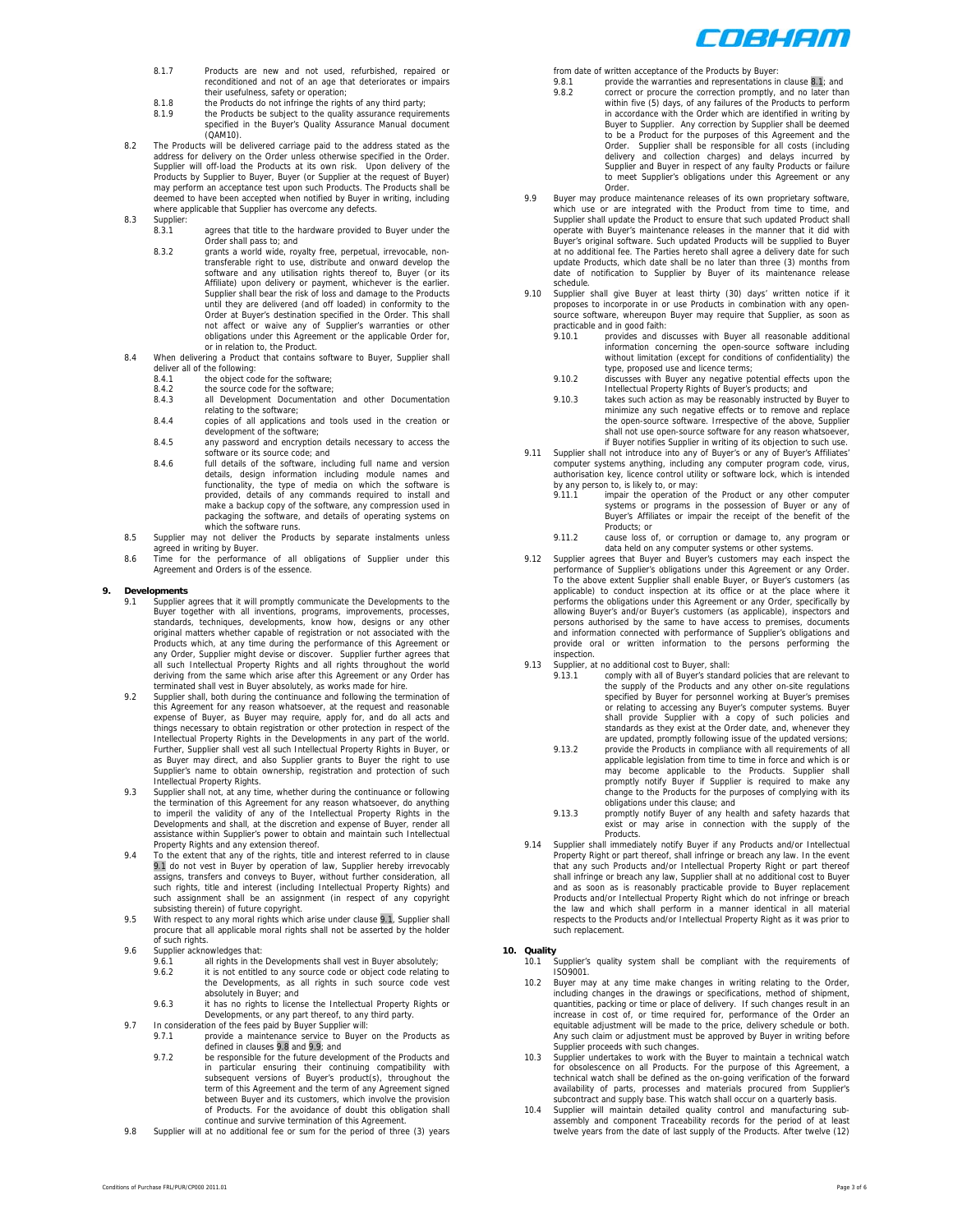8.1.7 Products are new and not used, refurbished, repaired or reconditioned and not of an age that deteriorates or impairs their usefulness, safety or operation;

8.1.8 the Products do not infringe the rights of any third party;

8.1.9 the Products be subject to the quality assurance requirements specified in the Buyer's Quality Assurance Manual document (QAM10).

8.2 The Products will be delivered carriage paid to the address stated as the address for delivery on the Order unless otherwise specified in the Order. Supplier will off-load the Products at its own risk. Upon delivery of the Products by Supplier to Buyer, Buyer (or Supplier at the request of Buyer) may perform an acceptance test upon such Products. The Products shall be deemed to have been accepted when notified by Buyer in writing, including where applicable that Supplier has overcome any defects.

8.3 Supplier:

8.3.1 agrees that title to the hardware provided to Buyer under the Order shall pass to; and

8.3.2 grants a world wide, royalty free, perpetual, irrevocable, non-transferable right to use, distribute and onward develop the software and any utilisation rights thereof to, Buyer (or its Affiliate) upon delivery or payment, whichever is the earlier. Supplier shall bear the risk of loss and damage to the Products until they are delivered (and off loaded) in conformity to the Order at Buyer's destination specified in the Order. This shall not affect or waive any of Supplier's warranties or other obligations under this Agreement or the applicable Order for, or in relation to, the Product.

8.4 When delivering a Product that contains software to Buyer, Supplier shall deliver all of the following:

8.4.1 the object code for the software;

8.4.2 the source code for the software;

8.4.3 all Development Documentation and other Documentation relating to the software;

8.4.4 copies of all applications and tools used in the creation or development of the software;

8.4.5 any password and encryption details necessary to access the software or its source code; and

8.4.6 full details of the software, including full name and version details, design information including module names and functionality, the type of media on which the software is provided, details of any commands required to install and make a backup copy of the software, any compression used in packaging the software, and details of operating systems on which the software runs.

8.5 Supplier may not deliver the Products by separate instalments unless agreed in writing by Buyer.

8.6 Time for the performance of all obligations of Supplier under this Agreement and Orders is of the essence.

## 9. Developments

9.1 Supplier agrees that it will promptly communicate the Developments to the Buyer together with all inventions, programs, improvements, processes, standards, techniques, developments, know how, designs or any other original matters whether capable of registration or not associated with the Products which, at any time during the performance of this Agreement or any Order, Supplier might devise or discover. Supplier further agrees that all such Intellectual Property Rights and all rights throughout the world deriving from the same which arise after this Agreement or any Order has terminated shall vest in Buyer absolutely, as works made for hire.

9.2 Supplier shall, both during the continuance and following the termination of this Agreement for any reason whatsoever, at the request and reasonable expense of Buyer, as Buyer may require, apply for, and do all acts and things necessary to obtain registration or other protection in respect of the Intellectual Property Rights in the Developments in any part of the world. Further, Supplier shall vest all such Intellectual Property Rights in Buyer, or as Buyer may direct, and also Supplier grants to Buyer the right to use Supplier's name to obtain ownership, registration and protection of such Intellectual Property Rights.

9.3 Supplier shall not, at any time, whether during the continuance or following the termination of this Agreement for any reason whatsoever, do anything to imperil the validity of any of the Intellectual Property Rights in the Developments and shall, at the discretion and expense of Buyer, render all assistance within Supplier's power to obtain and maintain such Intellectual Property Rights and any extension thereof.

9.4 To the extent that any of the rights, title and interest referred to in clause 9.1 do not vest in Buyer by operation of law, Supplier hereby irrevocably assigns, transfers and conveys to Buyer, without further consideration, all such rights, title and interest (including Intellectual Property Rights) and such assignment shall be an assignment (in respect of any copyright subsisting therein) of future copyright.

9.5 With respect to any moral rights which arise under clause 9.1, Supplier shall procure that all applicable moral rights shall not be asserted by the holder of such rights.

9.6 Supplier acknowledges that:

9.6.1 all rights in the Developments shall vest in Buyer absolutely;

9.6.2 it is not entitled to any source code or object code relating to the Developments, as all rights in such source code vest absolutely in Buyer; and

9.6.3 it has no rights to license the Intellectual Property Rights or Developments, or any part thereof, to any third party.

9.7 In consideration of the fees paid by Buyer Supplier will:

9.7.1 provide a maintenance service to Buyer on the Products as defined in clauses 9.8 and 9.9; and

9.7.2 be responsible for the future development of the Products and in particular ensuring their continuing compatibility with subsequent versions of Buyer's product(s), throughout the term of this Agreement and the term of any Agreement signed between Buyer and its customers, which involve the provision of Products. For the avoidance of doubt this obligation shall continue and survive termination of this Agreement.

9.8 Supplier will at no additional fee or sum for the period of three (3) years from date of written acceptance of the Products by Buyer:

9.8.1 provide the warranties and representations in clause 8.1; and

9.8.2 correct or procure the correction promptly, and no later than within five (5) days, of any failures of the Products to perform in accordance with the Order which are identified in writing by Buyer to Supplier. Any correction by Supplier shall be deemed to be a Product for the purposes of this Agreement and the Order. Supplier shall be responsible for all costs (including delivery and collection charges) and delays incurred by Supplier and Buyer in respect of any faulty Products or failure to meet Supplier's obligations under this Agreement or any Order.

9.9 Buyer may produce maintenance releases of its own proprietary software, which use or are integrated with the Product from time to time, and Supplier shall update the Product to ensure that such updated Product shall operate with Buyer's maintenance releases in the manner that it did with Buyer's original software. Such updated Products will be supplied to Buyer at no additional fee. The Parties hereto shall agree a delivery date for such update Products, which date shall be no later than three (3) months from date of notification to Supplier by Buyer of its maintenance release schedule.

9.10 Supplier shall give Buyer at least thirty (30) days' written notice if it proposes to incorporate in or use Products in combination with any open-source software, whereupon Buyer may require that Supplier, as soon as practicable and in good faith:

9.10.1 provides and discusses with Buyer all reasonable additional information concerning the open-source software including without limitation (except for conditions of confidentiality) the type, proposed use and licence terms;

9.10.2 discusses with Buyer any negative potential effects upon the Intellectual Property Rights of Buyer's products; and

9.10.3 takes such action as may be reasonably instructed by Buyer to minimize any such negative effects or to remove and replace the open-source software. Irrespective of the above, Supplier shall not use open-source software for any reason whatsoever, if Buyer notifies Supplier in writing of its objection to such use.

9.11 Supplier shall not introduce into any of Buyer's or any of Buyer's Affiliates' computer systems anything, including any computer program code, virus, authorisation key, licence control utility or software lock, which is intended by any person to, is likely to, or may:

9.11.1 impair the operation of the Product or any other computer systems or programs in the possession of Buyer or any of Buyer's Affiliates or impair the receipt of the benefit of the Products; or

9.11.2 cause loss of, or corruption or damage to, any program or data held on any computer systems or other systems.

9.12 Supplier agrees that Buyer and Buyer's customers may each inspect the performance of Supplier's obligations under this Agreement or any Order. To the above extent Supplier shall enable Buyer, or Buyer's customers (as applicable) to conduct inspection at its office or at the place where it performs the obligations under this Agreement or any Order, specifically by allowing Buyer's and/or Buyer's customers (as applicable), inspectors and persons authorised by the same to have access to premises, documents and information connected with performance of Supplier's obligations and provide oral or written information to the persons performing the inspection.

9.13 Supplier, at no additional cost to Buyer, shall:

9.13.1 comply with all of Buyer's standard policies that are relevant to the supply of the Products and any other on-site regulations specified by Buyer for personnel working at Buyer's premises or relating to accessing any Buyer's computer systems. Buyer shall provide Supplier with a copy of such policies and standards as they exist at the Order date, and, whenever they are updated, promptly following issue of the updated versions;

9.13.2 provide the Products in compliance with all requirements of all applicable legislation from time to time in force and which is or may become applicable to the Products. Supplier shall promptly notify Buyer if Supplier is required to make any change to the Products for the purposes of complying with its obligations under this clause; and

9.13.3 promptly notify Buyer of any health and safety hazards that exist or may arise in connection with the supply of the Products.

9.14 Supplier shall immediately notify Buyer if any Products and/or Intellectual Property Right or part thereof, shall infringe or breach any law. In the event that any such Products and/or Intellectual Property Right or part thereof shall infringe or breach any law, Supplier shall at no additional cost to Buyer and as soon as is reasonably practicable provide to Buyer replacement Products and/or Intellectual Property Right which do not infringe or breach the law and which shall perform in a manner identical in all material respects to the Products and/or Intellectual Property Right as it was prior to such replacement.

## 10. Quality

10.1 Supplier's quality system shall be compliant with the requirements of ISO9001.

10.2 Buyer may at any time make changes in writing relating to the Order, including changes in the drawings or specifications, method of shipment, quantities, packing or time or place of delivery. If such changes result in an increase in cost of, or time required for, performance of the Order an equitable adjustment will be made to the price, delivery schedule or both. Any such claim or adjustment must be approved by Buyer in writing before Supplier proceeds with such changes.

10.3 Supplier undertakes to work with the Buyer to maintain a technical watch for obsolescence on all Products. For the purpose of this Agreement, a technical watch shall be defined as the on-going verification of the forward availability of parts, processes and materials procured from Supplier's subcontract and supply base. This watch shall occur on a quarterly basis.

10.4 Supplier will maintain detailed quality control and manufacturing sub-assembly and component Traceability records for the period of at least twelve years from the date of last supply of the Products. After twelve (12)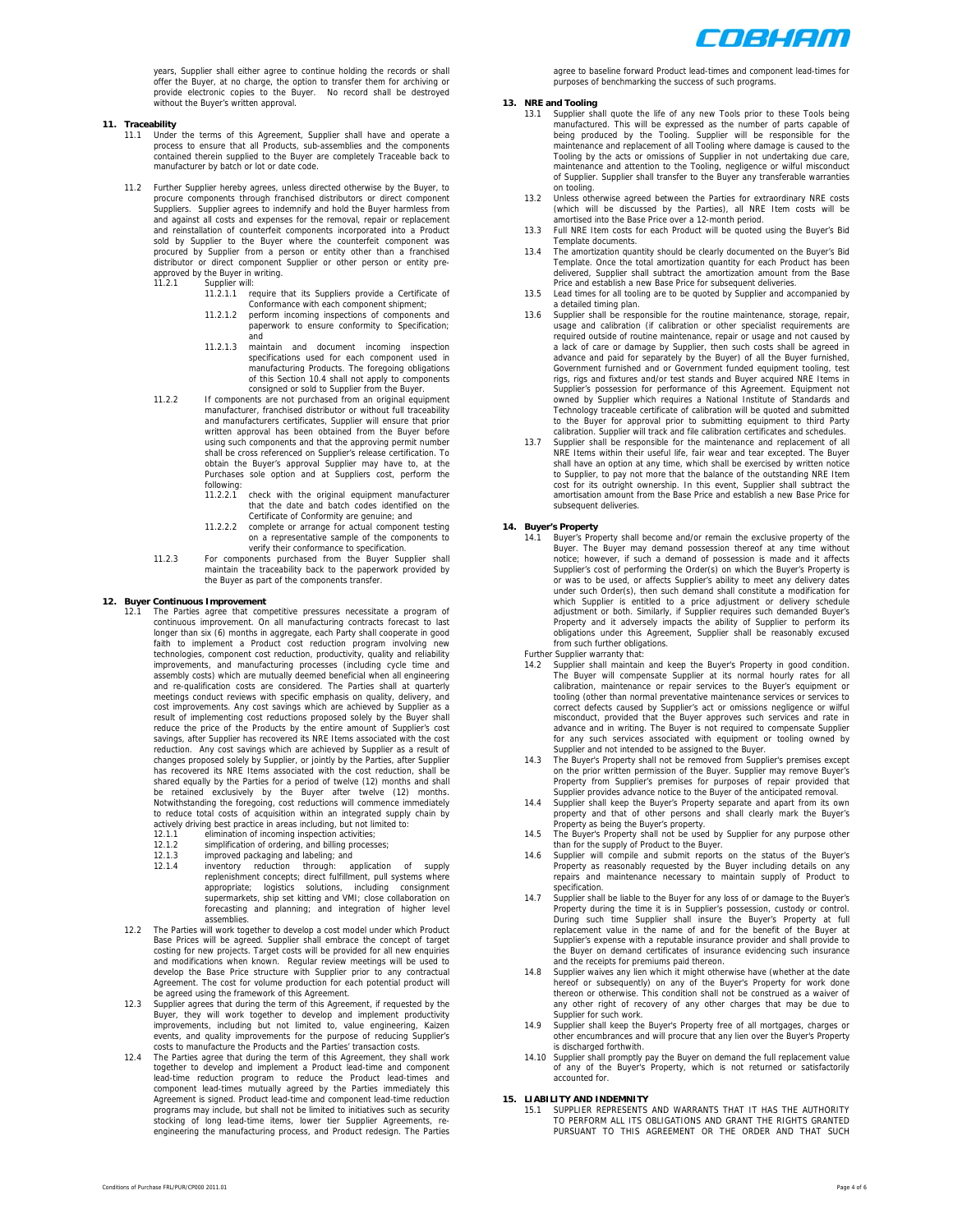years, Supplier shall either agree to continue holding the records or shall offer the Buyer, at no charge, the option to transfer them for archiving or provide electronic copies to the Buyer. No record shall be destroyed without the Buyer's written approval.

## 11. Traceability

11.1 Under the terms of this Agreement, Supplier shall have and operate a process to ensure that all Products, sub-assemblies and the components contained therein supplied to the Buyer are completely Traceable back to manufacturer by batch or lot or date code.

11.2 Further Supplier hereby agrees, unless directed otherwise by the Buyer, to procure components through franchised distributors or direct component Suppliers. Supplier agrees to indemnify and hold the Buyer harmless from and against all costs and expenses for the removal, repair or replacement and reinstallation of counterfeit components incorporated into a Product sold by Supplier to the Buyer where the counterfeit component was procured by Supplier from a person or entity other than a franchised distributor or direct component Supplier or other person or entity pre-approved by the Buyer in writing.

11.2.1 Supplier will:

11.2.1.1 require that its Suppliers provide a Certificate of Conformance with each component shipment;

11.2.1.2 perform incoming inspections of components and paperwork to ensure conformity to Specification; and

11.2.1.3 maintain and document incoming inspection specifications used for each component used in manufacturing Products. The foregoing obligations of this Section 10.4 shall not apply to components consigned or sold to Supplier from the Buyer.

11.2.2 If components are not purchased from an original equipment manufacturer, franchised distributor or without full traceability and manufacturers certificates, Supplier will ensure that prior written approval has been obtained from the Buyer before using such components and that the approving permit number shall be cross referenced on Supplier's release certification. To obtain the Buyer's approval Supplier may have to, at the Purchases sole option and at Suppliers cost, perform the following:

11.2.2.1 check with the original equipment manufacturer that the date and batch codes identified on the Certificate of Conformity are genuine; and

11.2.2.2 complete or arrange for actual component testing on a representative sample of the components to verify their conformance to specification.

11.2.3 For components purchased from the Buyer Supplier shall maintain the traceability back to the paperwork provided by the Buyer as part of the components transfer.

## 12. Buyer Continuous Improvement

12.1 The Parties agree that competitive pressures necessitate a program of continuous improvement. On all manufacturing contracts forecast to last longer than six (6) months in aggregate, each Party shall cooperate in good faith to implement a Product cost reduction program involving new technologies, component cost reduction, productivity, quality and reliability improvements, and manufacturing processes (including cycle time and assembly costs) which are mutually deemed beneficial when all engineering and re-qualification costs are considered. The Parties shall at quarterly meetings conduct reviews with specific emphasis on quality, delivery, and cost improvements. Any cost savings which are achieved by Supplier as a result of implementing cost reductions proposed solely by the Buyer shall reduce the price of the Products by the entire amount of Supplier's cost savings, after Supplier has recovered its NRE Items associated with the cost reduction. Any cost savings which are achieved by Supplier as a result of changes proposed solely by Supplier, or jointly by the Parties, after Supplier has recovered its NRE Items associated with the cost reduction, shall be shared equally by the Parties for a period of twelve (12) months and shall be retained exclusively by the Buyer after twelve (12) months. Notwithstanding the foregoing, cost reductions will commence immediately to reduce total costs of acquisition within an integrated supply chain by actively driving best practice in areas including, but not limited to:

12.1.1 elimination of incoming inspection activities;

12.1.2 simplification of ordering, and billing processes;

12.1.3 improved packaging and labeling; and

12.1.4 inventory reduction through: application of supply replenishment concepts; direct fulfillment, pull systems where appropriate; logistics solutions, including consignment supermarkets, ship set kitting and VMI; close collaboration on forecasting and planning; and integration of higher level assemblies.

12.2 The Parties will work together to develop a cost model under which Product Base Prices will be agreed. Supplier shall embrace the concept of target costing for new projects. Target costs will be provided for all new enquiries and modifications when known. Regular review meetings will be used to develop the Base Price structure with Supplier prior to any contractual Agreement. The cost for volume production for each potential product will be agreed using the framework of this Agreement.

12.3 Supplier agrees that during the term of this Agreement, if requested by the Buyer, they will work together to develop and implement productivity improvements, including but not limited to, value engineering, Kaizen events, and quality improvements for the purpose of reducing Supplier's costs to manufacture the Products and the Parties' transaction costs.

12.4 The Parties agree that during the term of this Agreement, they shall work together to develop and implement a Product lead-time and component lead-time reduction program to reduce the Product lead-times and component lead-times mutually agreed by the Parties immediately this Agreement is signed. Product lead-time and component lead-time reduction programs may include, but shall not be limited to initiatives such as security stocking of long lead-time items, lower tier Supplier Agreements, re-engineering the manufacturing process, and Product redesign. The Parties agree to baseline forward Product lead-times and component lead-times for purposes of benchmarking the success of such programs.

## 13. NRE and Tooling

13.1 Supplier shall quote the life of any new Tools prior to these Tools being manufactured. This will be expressed as the number of parts capable of being produced by the Tooling. Supplier will be responsible for the maintenance and replacement of all Tooling where damage is caused to the Tooling by the acts or omissions of Supplier in not undertaking due care, maintenance and attention to the Tooling, negligence or wilful misconduct of Supplier. Supplier shall transfer to the Buyer any transferable warranties on tooling.

13.2 Unless otherwise agreed between the Parties for extraordinary NRE costs (which will be discussed by the Parties), all NRE Item costs will be amortised into the Base Price over a 12-month period.

13.3 Full NRE Item costs for each Product will be quoted using the Buyer's Bid Template documents.

13.4 The amortization quantity should be clearly documented on the Buyer's Bid Template. Once the total amortization quantity for each Product has been delivered, Supplier shall subtract the amortization amount from the Base Price and establish a new Base Price for subsequent deliveries.

13.5 Lead times for all tooling are to be quoted by Supplier and accompanied by a detailed timing plan.

13.6 Supplier shall be responsible for the routine maintenance, storage, repair, usage and calibration (if calibration or other specialist requirements are required outside of routine maintenance, repair or usage and not caused by a lack of care or damage by Supplier, then such costs shall be agreed in advance and paid for separately by the Buyer) of all the Buyer furnished, Government furnished and or Government funded equipment tooling, test rigs, rigs and fixtures and/or test stands and Buyer acquired NRE Items in Supplier's possession for performance of this Agreement. Equipment not owned by Supplier which requires a National Institute of Standards and Technology traceable certificate of calibration will be quoted and submitted to the Buyer for approval prior to submitting equipment to third Party calibration. Supplier will track and file calibration certificates and schedules.

13.7 Supplier shall be responsible for the maintenance and replacement of all NRE Items within their useful life, fair wear and tear excepted. The Buyer shall have an option at any time, which shall be exercised by written notice to Supplier, to pay not more that the balance of the outstanding NRE Item cost for its outright ownership. In this event, Supplier shall subtract the amortisation amount from the Base Price and establish a new Base Price for subsequent deliveries.

## 14. Buyer's Property

14.1 Buyer's Property shall become and/or remain the exclusive property of the Buyer. The Buyer may demand possession thereof at any time without notice; however, if such a demand of possession is made and it affects Supplier's cost of performing the Order(s) on which the Buyer's Property is or was to be used, or affects Supplier's ability to meet any delivery dates under such Order(s), then such demand shall constitute a modification for which Supplier is entitled to a price adjustment or delivery schedule adjustment or both. Similarly, if Supplier requires such demanded Buyer's Property and it adversely impacts the ability of Supplier to perform its obligations under this Agreement, Supplier shall be reasonably excused from such further obligations.

Further Supplier warranty that:

14.2 Supplier shall maintain and keep the Buyer's Property in good condition. The Buyer will compensate Supplier at its normal hourly rates for all calibration, maintenance or repair services to the Buyer's equipment or tooling (other than normal preventative maintenance services or services to correct defects caused by Supplier's act or omissions negligence or wilful misconduct, provided that the Buyer approves such services and rate in advance and in writing. The Buyer is not required to compensate Supplier for any such services associated with equipment or tooling owned by Supplier and not intended to be assigned to the Buyer.

14.3 The Buyer's Property shall not be removed from Supplier's premises except on the prior written permission of the Buyer. Supplier may remove Buyer's Property from Supplier's premises for purposes of repair provided that Supplier provides advance notice to the Buyer of the anticipated removal.

14.4 Supplier shall keep the Buyer's Property separate and apart from its own property and that of other persons and shall clearly mark the Buyer's Property as being the Buyer's property.

14.5 The Buyer's Property shall not be used by Supplier for any purpose other than for the supply of Product to the Buyer.

14.6 Supplier will compile and submit reports on the status of the Buyer's Property as reasonably requested by the Buyer including details on any repairs and maintenance necessary to maintain supply of Product to specification.

14.7 Supplier shall be liable to the Buyer for any loss of or damage to the Buyer's Property during the time it is in Supplier's possession, custody or control. During such time Supplier shall insure the Buyer's Property at full replacement value in the name of and for the benefit of the Buyer at Supplier's expense with a reputable insurance provider and shall provide to the Buyer on demand certificates of insurance evidencing such insurance and the receipts for premiums paid thereon.

14.8 Supplier waives any lien which it might otherwise have (whether at the date hereof or subsequently) on any of the Buyer's Property for work done thereon or otherwise. This condition shall not be construed as a waiver of any other right of recovery of any other charges that may be due to Supplier for such work.

14.9 Supplier shall keep the Buyer's Property free of all mortgages, charges or other encumbrances and will procure that any lien over the Buyer's Property is discharged forthwith.

14.10 Supplier shall promptly pay the Buyer on demand the full replacement value of any of the Buyer's Property, which is not returned or satisfactorily accounted for.

## 15. LIABILITY AND INDEMNITY

15.1 SUPPLIER REPRESENTS AND WARRANTS THAT IT HAS THE AUTHORITY TO PERFORM ALL ITS OBLIGATIONS AND GRANT THE RIGHTS GRANTED PURSUANT TO THIS AGREEMENT OR THE ORDER AND THAT SUCH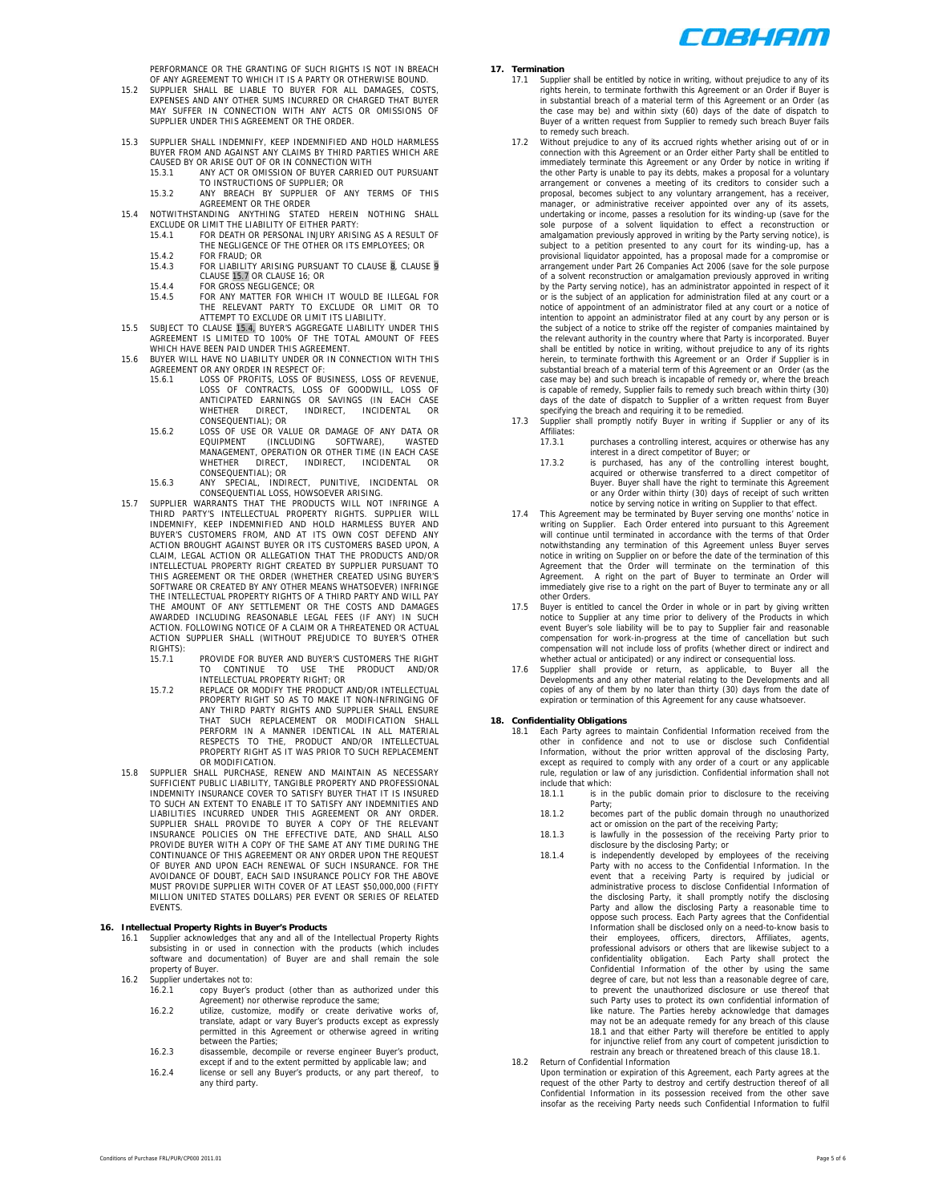PERFORMANCE OR THE GRANTING OF SUCH RIGHTS IS NOT IN BREACH OF ANY AGREEMENT TO WHICH IT IS A PARTY OR OTHERWISE BOUND.

15.2 SUPPLIER SHALL BE LIABLE TO BUYER FOR ALL DAMAGES, COSTS, EXPENSES AND ANY OTHER SUMS INCURRED OR CHARGED THAT BUYER MAY SUFFER IN CONNECTION WITH ANY ACTS OR OMISSIONS OF SUPPLIER UNDER THIS AGREEMENT OR THE ORDER.

15.3 SUPPLIER SHALL INDEMNIFY, KEEP INDEMNIFIED AND HOLD HARMLESS BUYER FROM AND AGAINST ANY CLAIMS BY THIRD PARTIES WHICH ARE CAUSED BY OR ARISE OUT OF OR IN CONNECTION WITH

- 15.3.1 ANY ACT OR OMISSION OF BUYER CARRIED OUT PURSUANT TO INSTRUCTIONS OF SUPPLIER; OR
- 15.3.2 ANY BREACH BY SUPPLIER OF ANY TERMS OF THIS AGREEMENT OR THE ORDER

15.4 NOTWITHSTANDING ANYTHING STATED HEREIN NOTHING SHALL EXCLUDE OR LIMIT THE LIABILITY OF EITHER PARTY:

- 15.4.1 FOR DEATH OR PERSONAL INJURY ARISING AS A RESULT OF THE NEGLIGENCE OF THE OTHER OR ITS EMPLOYEES; OR
- 15.4.2 FOR FRAUD; OR
- 15.4.3 FOR LIABILITY ARISING PURSUANT TO CLAUSE 8, CLAUSE 9 CLAUSE 15.7 OR CLAUSE 16; OR
- 15.4.4 FOR GROSS NEGLIGENCE; OR
- 15.4.5 FOR ANY MATTER FOR WHICH IT WOULD BE ILLEGAL FOR THE RELEVANT PARTY TO EXCLUDE OR LIMIT OR TO ATTEMPT TO EXCLUDE OR LIMIT ITS LIABILITY.

15.5 SUBJECT TO CLAUSE 15.4, BUYER'S AGGREGATE LIABILITY UNDER THIS AGREEMENT IS LIMITED TO 100% OF THE TOTAL AMOUNT OF FEES WHICH HAVE BEEN PAID UNDER THIS AGREEMENT.

15.6 BUYER WILL HAVE NO LIABILITY UNDER OR IN CONNECTION WITH THIS AGREEMENT OR ANY ORDER IN RESPECT OF:

- 15.6.1 LOSS OF PROFITS, LOSS OF BUSINESS, LOSS OF REVENUE, LOSS OF CONTRACTS, LOSS OF GOODWILL, LOSS OF ANTICIPATED EARNINGS OR SAVINGS (IN EACH CASE WHETHER DIRECT, INDIRECT, INCIDENTAL OR CONSEQUENTIAL); OR
- 15.6.2 LOSS OF USE OR VALUE OR DAMAGE OF ANY DATA OR EQUIPMENT (INCLUDING SOFTWARE), WASTED MANAGEMENT, OPERATION OR OTHER TIME (IN EACH CASE WHETHER DIRECT, INDIRECT, INCIDENTAL OR CONSEQUENTIAL); OR
- 15.6.3 ANY SPECIAL, INDIRECT, PUNITIVE, INCIDENTAL OR CONSEQUENTIAL LOSS, HOWSOEVER ARISING.

15.7 SUPPLIER WARRANTS THAT THE PRODUCTS WILL NOT INFRINGE A THIRD PARTY'S INTELLECTUAL PROPERTY RIGHTS. SUPPLIER WILL INDEMNIFY, KEEP INDEMNIFIED AND HOLD HARMLESS BUYER AND BUYER'S CUSTOMERS FROM, AND AT ITS OWN COST DEFEND ANY ACTION BROUGHT AGAINST BUYER OR ITS CUSTOMERS BASED UPON, A CLAIM, LEGAL ACTION OR ALLEGATION THAT THE PRODUCTS AND/OR INTELLECTUAL PROPERTY RIGHT CREATED BY SUPPLIER PURSUANT TO THIS AGREEMENT OR THE ORDER (WHETHER CREATED USING BUYER'S SOFTWARE OR CREATED BY ANY OTHER MEANS WHATSOEVER) INFRINGE THE INTELLECTUAL PROPERTY RIGHTS OF A THIRD PARTY AND WILL PAY THE AMOUNT OF ANY SETTLEMENT OR THE COSTS AND DAMAGES AWARDED INCLUDING REASONABLE LEGAL FEES (IF ANY) IN SUCH ACTION. FOLLOWING NOTICE OF A CLAIM OR A THREATENED OR ACTUAL ACTION SUPPLIER SHALL (WITHOUT PREJUDICE TO BUYER'S OTHER RIGHTS):

- 15.7.1 PROVIDE FOR BUYER AND BUYER'S CUSTOMERS THE RIGHT TO CONTINUE TO USE THE PRODUCT AND/OR INTELLECTUAL PROPERTY RIGHT; OR
- 15.7.2 REPLACE OR MODIFY THE PRODUCT AND/OR INTELLECTUAL PROPERTY RIGHT SO AS TO MAKE IT NON-INFRINGING OF ANY THIRD PARTY RIGHTS AND SUPPLIER SHALL ENSURE THAT SUCH REPLACEMENT OR MODIFICATION SHALL PERFORM IN A MANNER IDENTICAL IN ALL MATERIAL RESPECTS TO THE, PRODUCT AND/OR INTELLECTUAL PROPERTY RIGHT AS IT WAS PRIOR TO SUCH REPLACEMENT OR MODIFICATION.

15.8 SUPPLIER SHALL PURCHASE, RENEW AND MAINTAIN AS NECESSARY SUFFICIENT PUBLIC LIABILITY, TANGIBLE PROPERTY AND PROFESSIONAL INDEMNITY INSURANCE COVER TO SATISFY BUYER THAT IT IS INSURED TO SUCH AN EXTENT TO ENABLE IT TO SATISFY ANY INDEMNITIES AND LIABILITIES INCURRED UNDER THIS AGREEMENT OR ANY ORDER. SUPPLIER SHALL PROVIDE TO BUYER A COPY OF THE RELEVANT INSURANCE POLICIES ON THE EFFECTIVE DATE, AND SHALL ALSO PROVIDE BUYER WITH A COPY OF THE SAME AT ANY TIME DURING THE CONTINUANCE OF THIS AGREEMENT OR ANY ORDER UPON THE REQUEST OF BUYER AND UPON EACH RENEWAL OF SUCH INSURANCE. FOR THE AVOIDANCE OF DOUBT, EACH SAID INSURANCE POLICY FOR THE ABOVE MUST PROVIDE SUPPLIER WITH COVER OF AT LEAST $50,000,000 (FIFTY MILLION UNITED STATES DOLLARS) PER EVENT OR SERIES OF RELATED EVENTS.

## 16. Intellectual Property Rights in Buyer's Products

16.1 Supplier acknowledges that any and all of the Intellectual Property Rights subsisting in or used in connection with the products (which includes software and documentation) of Buyer are and shall remain the sole property of Buyer.

16.2 Supplier undertakes not to:

- 16.2.1 copy Buyer's product (other than as authorized under this Agreement) nor otherwise reproduce the same;
- 16.2.2 utilize, customize, modify or create derivative works of, translate, adapt or vary Buyer's products except as expressly permitted in this Agreement or otherwise agreed in writing between the Parties;
- 16.2.3 disassemble, decompile or reverse engineer Buyer's product, except if and to the extent permitted by applicable law; and
- 16.2.4 license or sell any Buyer's products, or any part thereof, to any third party.

## 17. Termination

17.1 Supplier shall be entitled by notice in writing, without prejudice to any of its rights herein, to terminate forthwith this Agreement or an Order if Buyer is in substantial breach of a material term of this Agreement or an Order (as the case may be) and within sixty (60) days of the date of dispatch to Buyer of a written request from Supplier to remedy such breach Buyer fails to remedy such breach.

17.2 Without prejudice to any of its accrued rights whether arising out of or in connection with this Agreement or an Order either Party shall be entitled to immediately terminate this Agreement or any Order by notice in writing if the other Party is unable to pay its debts, makes a proposal for a voluntary arrangement or convenes a meeting of its creditors to consider such a proposal, becomes subject to any voluntary arrangement, has a receiver, manager, or administrative receiver appointed over any of its assets, undertaking or income, passes a resolution for its winding-up (save for the sole purpose of a solvent liquidation to effect a reconstruction or amalgamation previously approved in writing by the Party serving notice), is subject to a petition presented to any court for its winding-up, has a provisional liquidator appointed, has a proposal made for a compromise or arrangement under Part 26 Companies Act 2006 (save for the sole purpose of a solvent reconstruction or amalgamation previously approved in writing by the Party serving notice), has an administrator appointed in respect of it or is the subject of an application for administration filed at any court or a notice of appointment of an administrator filed at any court or a notice of intention to appoint an administrator filed at any court by any person or is the subject of a notice to strike off the register of companies maintained by the relevant authority in the country where that Party is incorporated. Buyer shall be entitled by notice in writing, without prejudice to any of its rights herein, to terminate forthwith this Agreement or an Order if Supplier is in substantial breach of a material term of this Agreement or an Order (as the case may be) and such breach is incapable of remedy or, where the breach is capable of remedy, Supplier fails to remedy such breach within thirty (30) days of the date of dispatch to Supplier of a written request from Buyer specifying the breach and requiring it to be remedied.

17.3 Supplier shall promptly notify Buyer in writing if Supplier or any of its Affiliates:

- 17.3.1 purchases a controlling interest, acquires or otherwise has any interest in a direct competitor of Buyer; or
- 17.3.2 is purchased, has any of the controlling interest bought, acquired or otherwise transferred to a direct competitor of Buyer. Buyer shall have the right to terminate this Agreement or any Order within thirty (30) days of receipt of such written notice by serving notice in writing on Supplier to that effect.

17.4 This Agreement may be terminated by Buyer serving one months' notice in writing on Supplier. Each Order entered into pursuant to this Agreement will continue until terminated in accordance with the terms of that Order notwithstanding any termination of this Agreement unless Buyer serves notice in writing on Supplier on or before the date of the termination of this Agreement that the Order will terminate on the termination of this Agreement. A right on the part of Buyer to terminate an Order will immediately give rise to a right on the part of Buyer to terminate any or all other Orders.

17.5 Buyer is entitled to cancel the Order in whole or in part by giving written notice to Supplier at any time prior to delivery of the Products in which event Buyer's sole liability will be to pay to Supplier fair and reasonable compensation for work-in-progress at the time of cancellation but such compensation will not include loss of profits (whether direct or indirect and whether actual or anticipated) or any indirect or consequential loss.

17.6 Supplier shall provide or return, as applicable, to Buyer all the Developments and any other material relating to the Developments and all copies of any of them by no later than thirty (30) days from the date of expiration or termination of this Agreement for any cause whatsoever.

## 18. Confidentiality Obligations

18.1 Each Party agrees to maintain Confidential Information received from the other in confidence and not to use or disclose such Confidential Information, without the prior written approval of the disclosing Party, except as required to comply with any order of a court or any applicable rule, regulation or law of any jurisdiction. Confidential information shall not include that which:

- 18.1.1 is in the public domain prior to disclosure to the receiving Party;
- 18.1.2 becomes part of the public domain through no unauthorized act or omission on the part of the receiving Party;
- 18.1.3 is lawfully in the possession of the receiving Party prior to disclosure by the disclosing Party; or
- 18.1.4 is independently developed by employees of the receiving Party with no access to the Confidential Information. In the event that a receiving Party is required by judicial or administrative process to disclose Confidential Information of the disclosing Party, it shall promptly notify the disclosing Party and allow the disclosing Party a reasonable time to oppose such process. Each Party agrees that the Confidential Information shall be disclosed only on a need-to-know basis to their employees, officers, directors, Affiliates, agents, professional advisors or others that are likewise subject to a confidentiality obligation. Each Party shall protect the Confidential Information of the other by using the same degree of care, but not less than a reasonable degree of care, to prevent the unauthorized disclosure or use thereof that such Party uses to protect its own confidential information of like nature. The Parties hereby acknowledge that damages may not be an adequate remedy for any breach of this clause 18.1 and that either Party will therefore be entitled to apply for injunctive relief from any court of competent jurisdiction to restrain any breach or threatened breach of this clause 18.1.

18.2 Return of Confidential Information

Upon termination or expiration of this Agreement, each Party agrees at the request of the other Party to destroy and certify destruction thereof of all Confidential Information in its possession received from the other save insofar as the receiving Party needs such Confidential Information to fulfil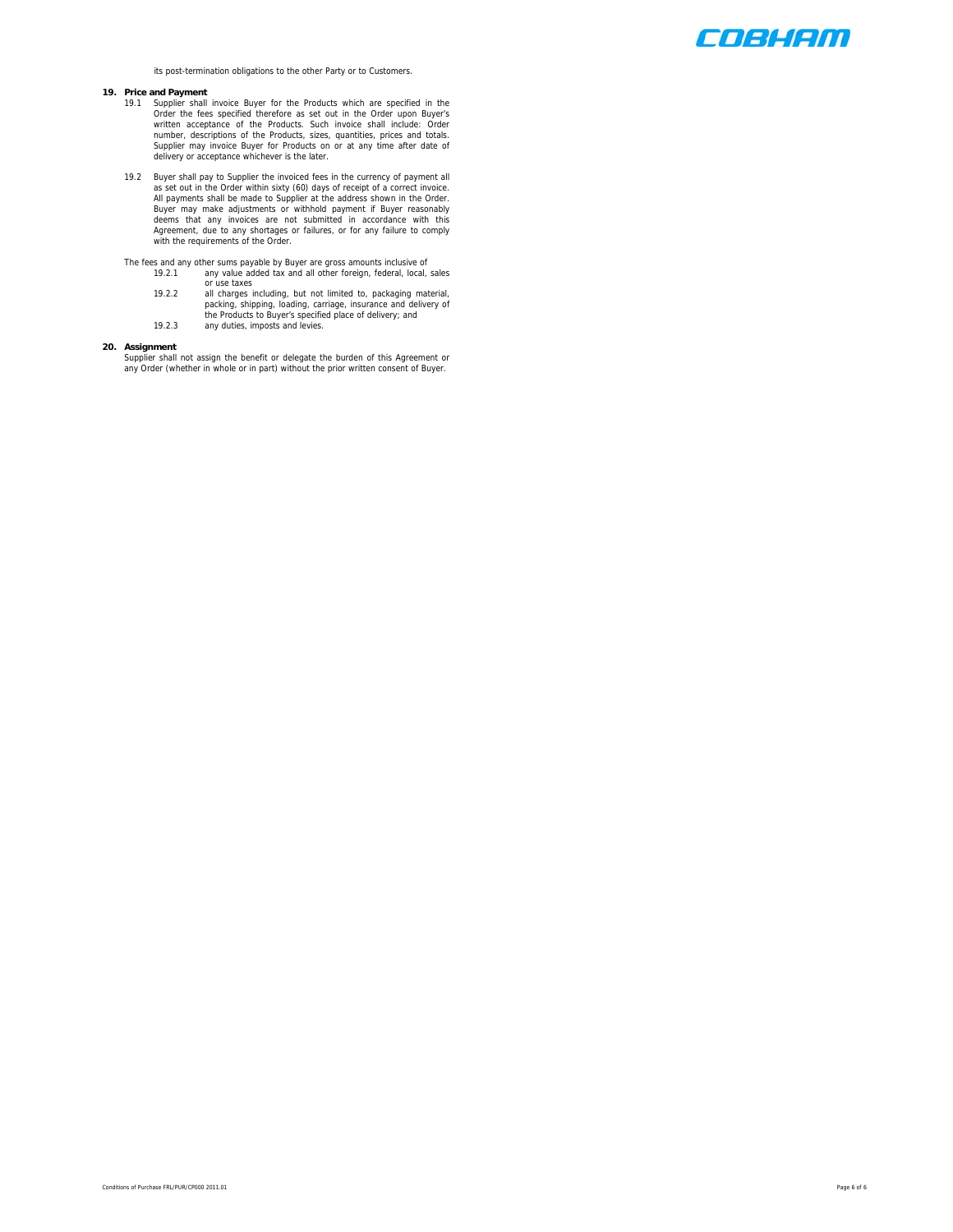its post-termination obligations to the other Party or to Customers.

**19. Price and Payment**

19.1 Supplier shall invoice Buyer for the Products which are specified in the Order the fees specified therefore as set out in the Order upon Buyer's written acceptance of the Products. Such invoice shall include: Order number, descriptions of the Products, sizes, quantities, prices and totals. Supplier may invoice Buyer for Products on or at any time after date of delivery or acceptance whichever is the later.

19.2 Buyer shall pay to Supplier the invoiced fees in the currency of payment all as set out in the Order within sixty (60) days of receipt of a correct invoice. All payments shall be made to Supplier at the address shown in the Order. Buyer may make adjustments or withhold payment if Buyer reasonably deems that any invoices are not submitted in accordance with this Agreement, due to any shortages or failures, or for any failure to comply with the requirements of the Order.

The fees and any other sums payable by Buyer are gross amounts inclusive of

19.2.1 any value added tax and all other foreign, federal, local, sales or use taxes

19.2.2 all charges including, but not limited to, packaging material, packing, shipping, loading, carriage, insurance and delivery of the Products to Buyer's specified place of delivery; and

19.2.3 any duties, imposts and levies.

**20. Assignment**

Supplier shall not assign the benefit or delegate the burden of this Agreement or any Order (whether in whole or in part) without the prior written consent of Buyer.